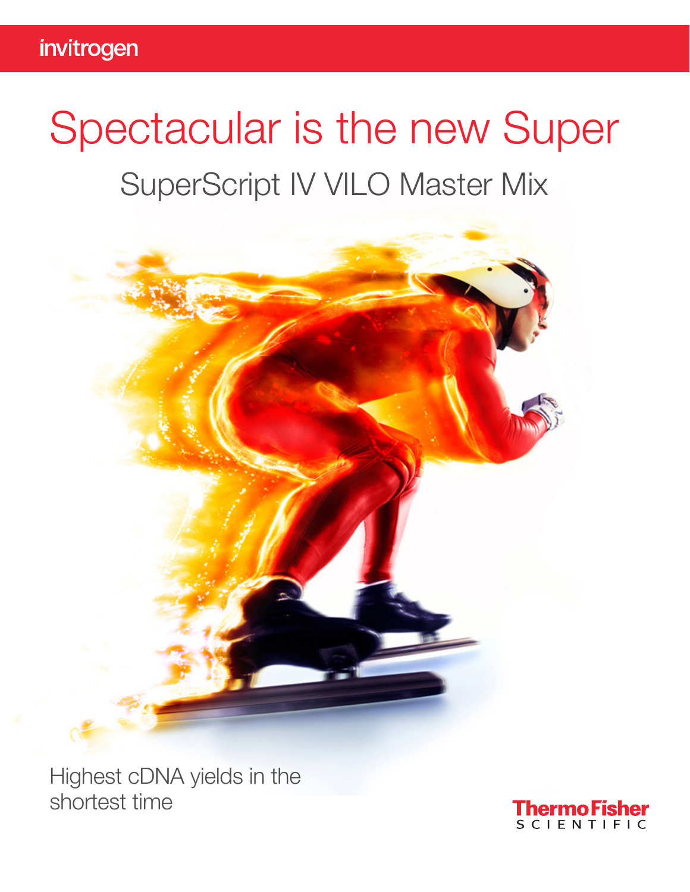invitrogen

# Spectacular is the new Super

## SuperScript IV VILO Master Mix

Highest cDNA yields in the shortest time

ThermoFisher SCIENTIFIC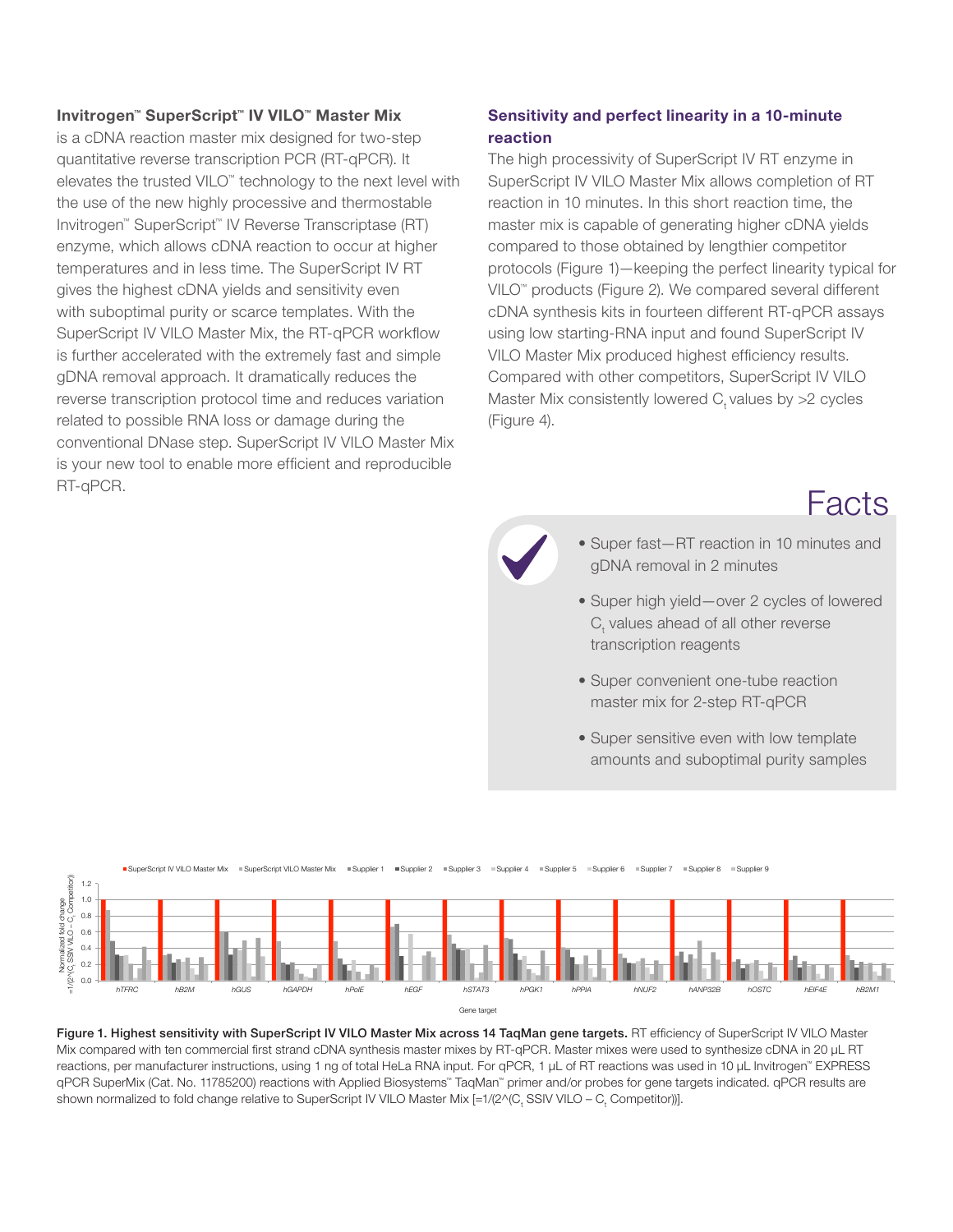**Invitrogen™ SuperScript™ IV VILO™ Master Mix** is a cDNA reaction master mix designed for two-step quantitative reverse transcription PCR (RT-qPCR). It elevates the trusted VILO™ technology to the next level with the use of the new highly processive and thermostable Invitrogen™ SuperScript™ IV Reverse Transcriptase (RT) enzyme, which allows cDNA reaction to occur at higher temperatures and in less time. The SuperScript IV RT gives the highest cDNA yields and sensitivity even with suboptimal purity or scarce templates. With the SuperScript IV VILO Master Mix, the RT-qPCR workflow is further accelerated with the extremely fast and simple gDNA removal approach. It dramatically reduces the reverse transcription protocol time and reduces variation related to possible RNA loss or damage during the conventional DNase step. SuperScript IV VILO Master Mix is your new tool to enable more efficient and reproducible RT-qPCR.

## Sensitivity and perfect linearity in a 10-minute reaction

The high processivity of SuperScript IV RT enzyme in SuperScript IV VILO Master Mix allows completion of RT reaction in 10 minutes. In this short reaction time, the master mix is capable of generating higher cDNA yields compared to those obtained by lengthier competitor protocols (Figure 1)—keeping the perfect linearity typical for VILO™ products (Figure 2). We compared several different cDNA synthesis kits in fourteen different RT-qPCR assays using low starting-RNA input and found SuperScript IV VILO Master Mix produced highest efficiency results. Compared with other competitors, SuperScript IV VILO Master Mix consistently lowered $C_t$ values by >2 cycles (Figure 4).

## Facts

- Super fast—RT reaction in 10 minutes and gDNA removal in 2 minutes
- Super high yield—over 2 cycles of lowered $C_t$ values ahead of all other reverse transcription reagents
- Super convenient one-tube reaction master mix for 2-step RT-qPCR
- Super sensitive even with low template amounts and suboptimal purity samples

**Figure 1. Highest sensitivity with SuperScript IV VILO Master Mix across 14 TaqMan gene targets.** RT efficiency of SuperScript IV VILO Master Mix compared with ten commercial first strand cDNA synthesis master mixes by RT-qPCR. Master mixes were used to synthesize cDNA in 20 µL RT reactions, per manufacturer instructions, using 1 ng of total HeLa RNA input. For qPCR, 1 µL of RT reactions was used in 10 µL Invitrogen™ EXPRESS qPCR SuperMix (Cat. No. 11785200) reactions with Applied Biosystems™ TaqMan™ primer and/or probes for gene targets indicated. qPCR results are shown normalized to fold change relative to SuperScript IV VILO Master Mix [$=1/(2^{\wedge}(C_t \text{ SSIV VILO} - C_t \text{ Competitor}))$].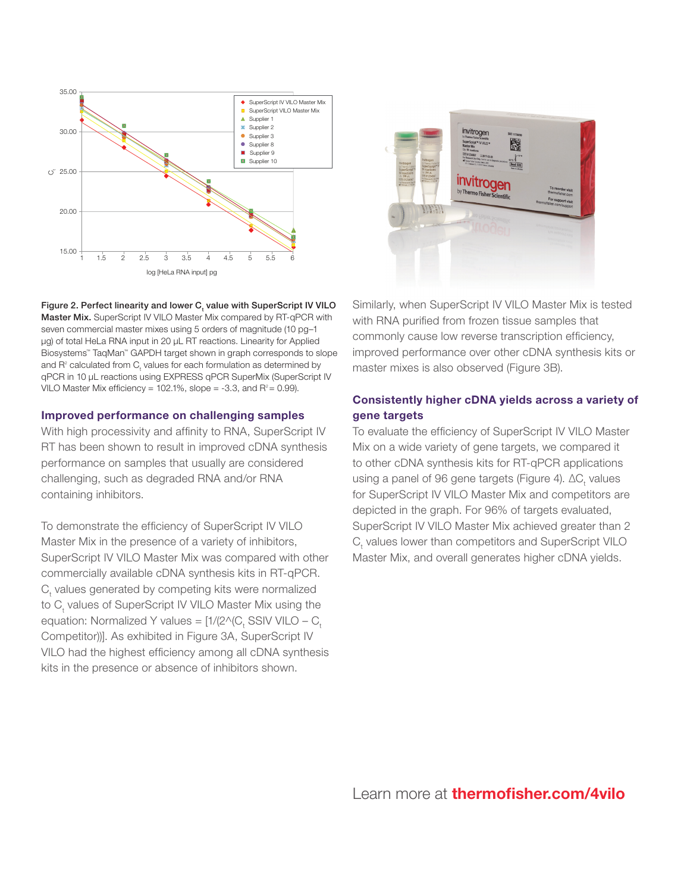**Figure 2. Perfect linearity and lower $C_t$ value with SuperScript IV VILO Master Mix.** SuperScript IV VILO Master Mix compared by RT-qPCR with seven commercial master mixes using 5 orders of magnitude (10 pg–1 µg) of total HeLa RNA input in 20 µL RT reactions. Linearity for Applied Biosystems™ TaqMan™ GAPDH target shown in graph corresponds to slope and $R^2$ calculated from $C_t$ values for each formulation as determined by qPCR in 10 µL reactions using EXPRESS qPCR SuperMix (SuperScript IV VILO Master Mix efficiency = 102.1%, slope = -3.3, and $R^2$ = 0.99).

## Improved performance on challenging samples

With high processivity and affinity to RNA, SuperScript IV RT has been shown to result in improved cDNA synthesis performance on samples that usually are considered challenging, such as degraded RNA and/or RNA containing inhibitors.

To demonstrate the efficiency of SuperScript IV VILO Master Mix in the presence of a variety of inhibitors, SuperScript IV VILO Master Mix was compared with other commercially available cDNA synthesis kits in RT-qPCR. $C_t$ values generated by competing kits were normalized to $C_t$ values of SuperScript IV VILO Master Mix using the equation: Normalized Y values = [1/(2^($C_t$ SSIV VILO – $C_t$ Competitor))]. As exhibited in Figure 3A, SuperScript IV VILO had the highest efficiency among all cDNA synthesis kits in the presence or absence of inhibitors shown.

Similarly, when SuperScript IV VILO Master Mix is tested with RNA purified from frozen tissue samples that commonly cause low reverse transcription efficiency, improved performance over other cDNA synthesis kits or master mixes is also observed (Figure 3B).

## Consistently higher cDNA yields across a variety of gene targets

To evaluate the efficiency of SuperScript IV VILO Master Mix on a wide variety of gene targets, we compared it to other cDNA synthesis kits for RT-qPCR applications using a panel of 96 gene targets (Figure 4). $\Delta C_t$ values for SuperScript IV VILO Master Mix and competitors are depicted in the graph. For 96% of targets evaluated, SuperScript IV VILO Master Mix achieved greater than 2 $C_t$ values lower than competitors and SuperScript VILO Master Mix, and overall generates higher cDNA yields.

Learn more at **thermofisher.com/4vilo**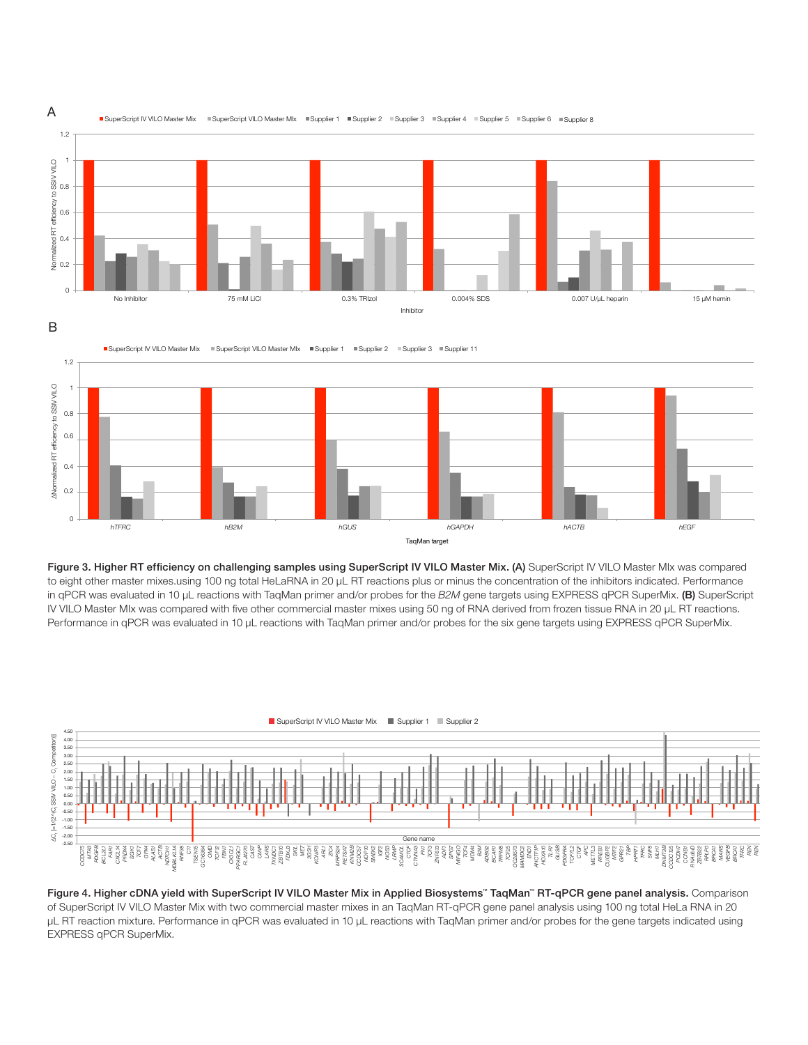**Figure 3. Higher RT efficiency on challenging samples using SuperScript IV VILO Master Mix. (A)** SuperScript IV VILO Master MIx was compared to eight other master mixes.using 100 ng total HeLaRNA in 20 µL RT reactions plus or minus the concentration of the inhibitors indicated. Performance in qPCR was evaluated in 10 µL reactions with TaqMan primer and/or probes for the *B2M* gene targets using EXPRESS qPCR SuperMix. **(B)** SuperScript IV VILO Master MIx was compared with five other commercial master mixes using 50 ng of RNA derived from frozen tissue RNA in 20 µL RT reactions. Performance in qPCR was evaluated in 10 µL reactions with TaqMan primer and/or probes for the six gene targets using EXPRESS qPCR SuperMix.

**Figure 4. Higher cDNA yield with SuperScript IV VILO Master Mix in Applied Biosystems™ TaqMan™ RT-qPCR gene panel analysis.** Comparison of SuperScript IV VILO Master Mix with two commercial master mixes in an TaqMan RT-qPCR gene panel analysis using 100 ng total HeLa RNA in 20 µL RT reaction mixture. Performance in qPCR was evaluated in 10 µL reactions with TaqMan primer and/or probes for the gene targets indicated using EXPRESS qPCR SuperMix.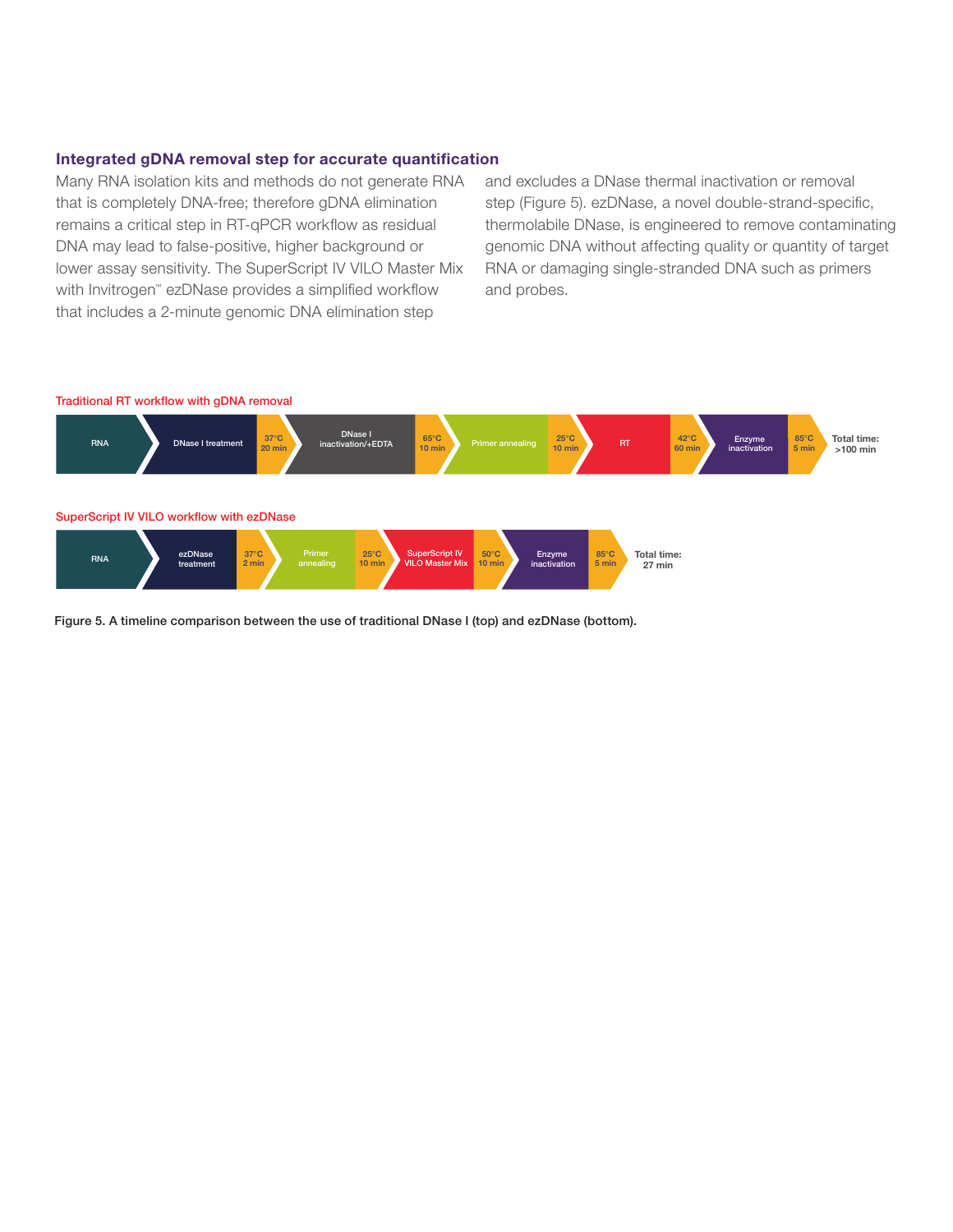## Integrated gDNA removal step for accurate quantification

Many RNA isolation kits and methods do not generate RNA that is completely DNA-free; therefore gDNA elimination remains a critical step in RT-qPCR workflow as residual DNA may lead to false-positive, higher background or lower assay sensitivity. The SuperScript IV VILO Master Mix with Invitrogen™ ezDNase provides a simplified workflow that includes a 2-minute genomic DNA elimination step and excludes a DNase thermal inactivation or removal step (Figure 5). ezDNase, a novel double-strand-specific, thermolabile DNase, is engineered to remove contaminating genomic DNA without affecting quality or quantity of target RNA or damaging single-stranded DNA such as primers and probes.

**Traditional RT workflow with gDNA removal**

RNA → DNase I treatment → 37°C 20 min → DNase I inactivation/+EDTA → 65°C 10 min → Primer annealing → 25°C 10 min → RT → 42°C 60 min → Enzyme inactivation → 85°C 5 min → Total time: >100 min

**SuperScript IV VILO workflow with ezDNase**

RNA → ezDNase treatment → 37°C 2 min → Primer annealing → 25°C 10 min → SuperScript IV VILO Master Mix → 50°C 10 min → Enzyme inactivation → 85°C 5 min → Total time: 27 min

**Figure 5. A timeline comparison between the use of traditional DNase I (top) and ezDNase (bottom).**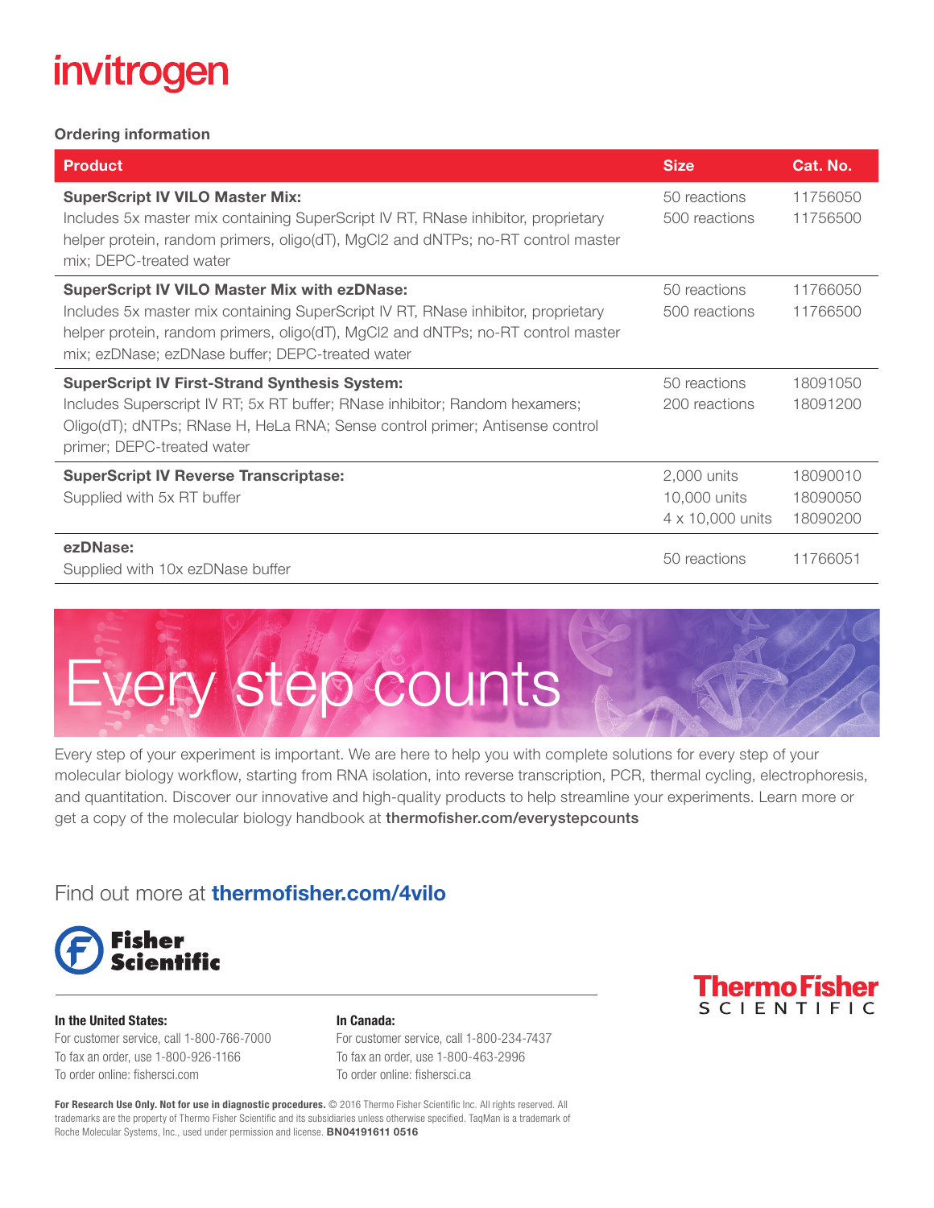invitrogen

## Ordering information

| Product | Size | Cat. No. |
|---|---|---|
| **SuperScript IV VILO Master Mix:** Includes 5x master mix containing SuperScript IV RT, RNase inhibitor, proprietary helper protein, random primers, oligo(dT), MgCl2 and dNTPs; no-RT control master mix; DEPC-treated water | 50 reactions<br>500 reactions | 11756050<br>11756500 |
| **SuperScript IV VILO Master Mix with ezDNase:** Includes 5x master mix containing SuperScript IV RT, RNase inhibitor, proprietary helper protein, random primers, oligo(dT), MgCl2 and dNTPs; no-RT control master mix; ezDNase; ezDNase buffer; DEPC-treated water | 50 reactions<br>500 reactions | 11766050<br>11766500 |
| **SuperScript IV First-Strand Synthesis System:** Includes Superscript IV RT; 5x RT buffer; RNase inhibitor; Random hexamers; Oligo(dT); dNTPs; RNase H, HeLa RNA; Sense control primer; Antisense control primer; DEPC-treated water | 50 reactions<br>200 reactions | 18091050<br>18091200 |
| **SuperScript IV Reverse Transcriptase:** Supplied with 5x RT buffer | 2,000 units<br>10,000 units<br>4 x 10,000 units | 18090010<br>18090050<br>18090200 |
| **ezDNase:** Supplied with 10x ezDNase buffer | 50 reactions | 11766051 |

# Every step counts

Every step of your experiment is important. We are here to help you with complete solutions for every step of your molecular biology workflow, starting from RNA isolation, into reverse transcription, PCR, thermal cycling, electrophoresis, and quantitation. Discover our innovative and high-quality products to help streamline your experiments. Learn more or get a copy of the molecular biology handbook at **thermofisher.com/everystepcounts**

Find out more at **thermofisher.com/4vilo**

Fisher Scientific

ThermoFisher SCIENTIFIC

**In the United States:**
For customer service, call 1-800-766-7000
To fax an order, use 1-800-926-1166
To order online: fishersci.com

**In Canada:**
For customer service, call 1-800-234-7437
To fax an order, use 1-800-463-2996
To order online: fishersci.ca

**For Research Use Only. Not for use in diagnostic procedures.** © 2016 Thermo Fisher Scientific Inc. All rights reserved. All trademarks are the property of Thermo Fisher Scientific and its subsidiaries unless otherwise specified. TaqMan is a trademark of Roche Molecular Systems, Inc., used under permission and license. **BN04191611 0516**